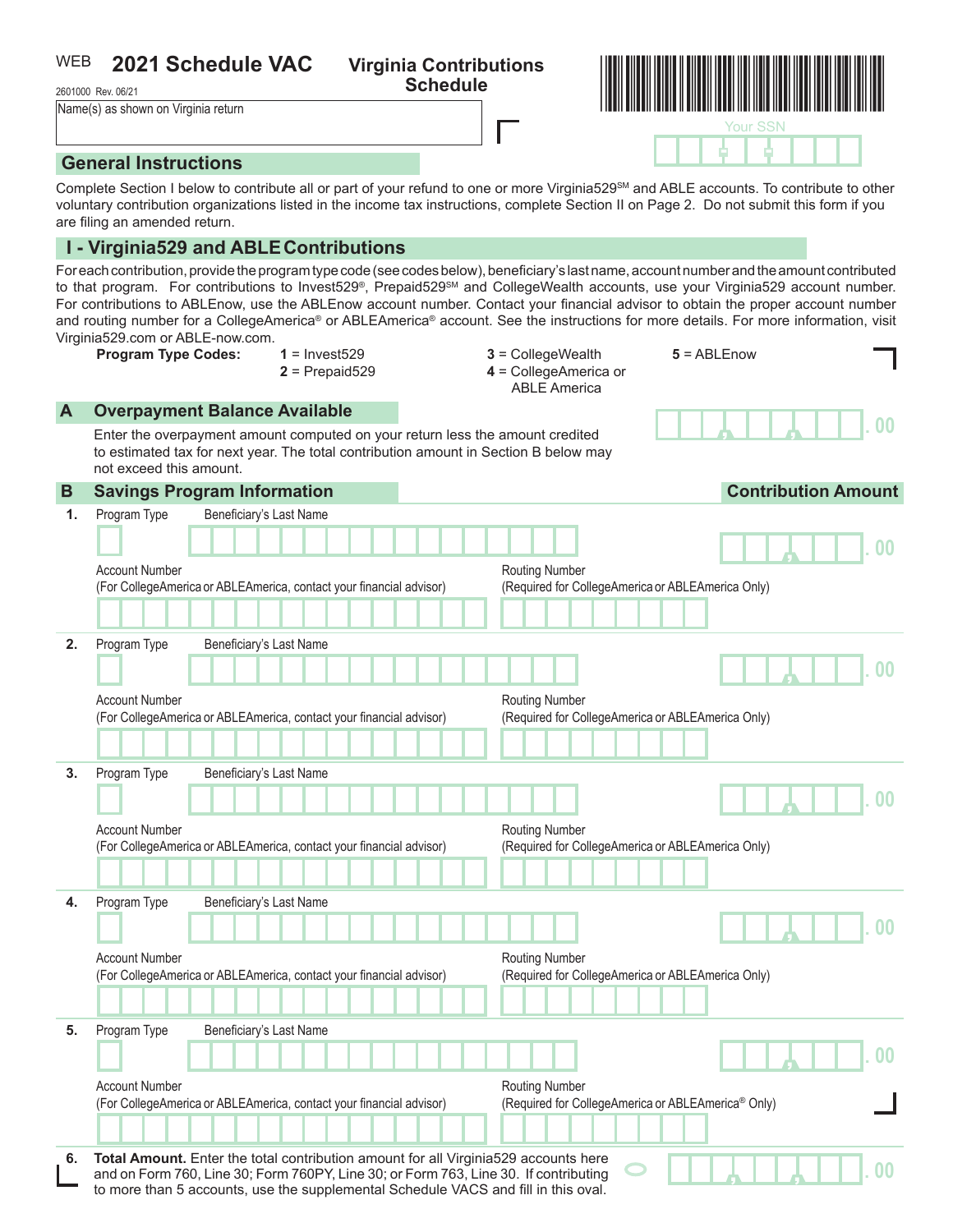WEB **2021 Schedule VAC** **Virginia Contributions Schedule**

2601000 Rev. 06/21

Name(s) as shown on Virginia return

Your SSN

## General Instructions

Complete Section I below to contribute all or part of your refund to one or more Virginia529[SM] and ABLE accounts. To contribute to other voluntary contribution organizations listed in the income tax instructions, complete Section II on Page 2. Do not submit this form if you are filing an amended return.

## I - Virginia529 and ABLE Contributions

For each contribution, provide the program type code (see codes below), beneficiary's last name, account number and the amount contributed to that program. For contributions to Invest529®, Prepaid529[SM] and CollegeWealth accounts, use your Virginia529 account number. For contributions to ABLEnow, use the ABLEnow account number. Contact your financial advisor to obtain the proper account number and routing number for a CollegeAmerica® or ABLEAmerica® account. See the instructions for more details. For more information, visit Virginia529.com or ABLE-now.com.

**Program Type Codes:**

- **1** = Invest529
- **2** = Prepaid529
- **3** = CollegeWealth
- **4** = CollegeAmerica or ABLE America
- **5** = ABLEnow

### A Overpayment Balance Available

Enter the overpayment amount computed on your return less the amount credited to estimated tax for next year. The total contribution amount in Section B below may not exceed this amount. .00

### B Savings Program Information — Contribution Amount

**1.** Program Type — Beneficiary's Last Name — .00

Account Number (For CollegeAmerica or ABLEAmerica, contact your financial advisor) — Routing Number (Required for CollegeAmerica or ABLEAmerica Only)

**2.** Program Type — Beneficiary's Last Name — .00

Account Number (For CollegeAmerica or ABLEAmerica, contact your financial advisor) — Routing Number (Required for CollegeAmerica or ABLEAmerica Only)

**3.** Program Type — Beneficiary's Last Name — .00

Account Number (For CollegeAmerica or ABLEAmerica, contact your financial advisor) — Routing Number (Required for CollegeAmerica or ABLEAmerica Only)

**4.** Program Type — Beneficiary's Last Name — .00

Account Number (For CollegeAmerica or ABLEAmerica, contact your financial advisor) — Routing Number (Required for CollegeAmerica or ABLEAmerica Only)

**5.** Program Type — Beneficiary's Last Name — .00

Account Number (For CollegeAmerica or ABLEAmerica, contact your financial advisor) — Routing Number (Required for CollegeAmerica or ABLEAmerica® Only)

**6. Total Amount.** Enter the total contribution amount for all Virginia529 accounts here and on Form 760, Line 30; Form 760PY, Line 30; or Form 763, Line 30. If contributing to more than 5 accounts, use the supplemental Schedule VACS and fill in this oval. .00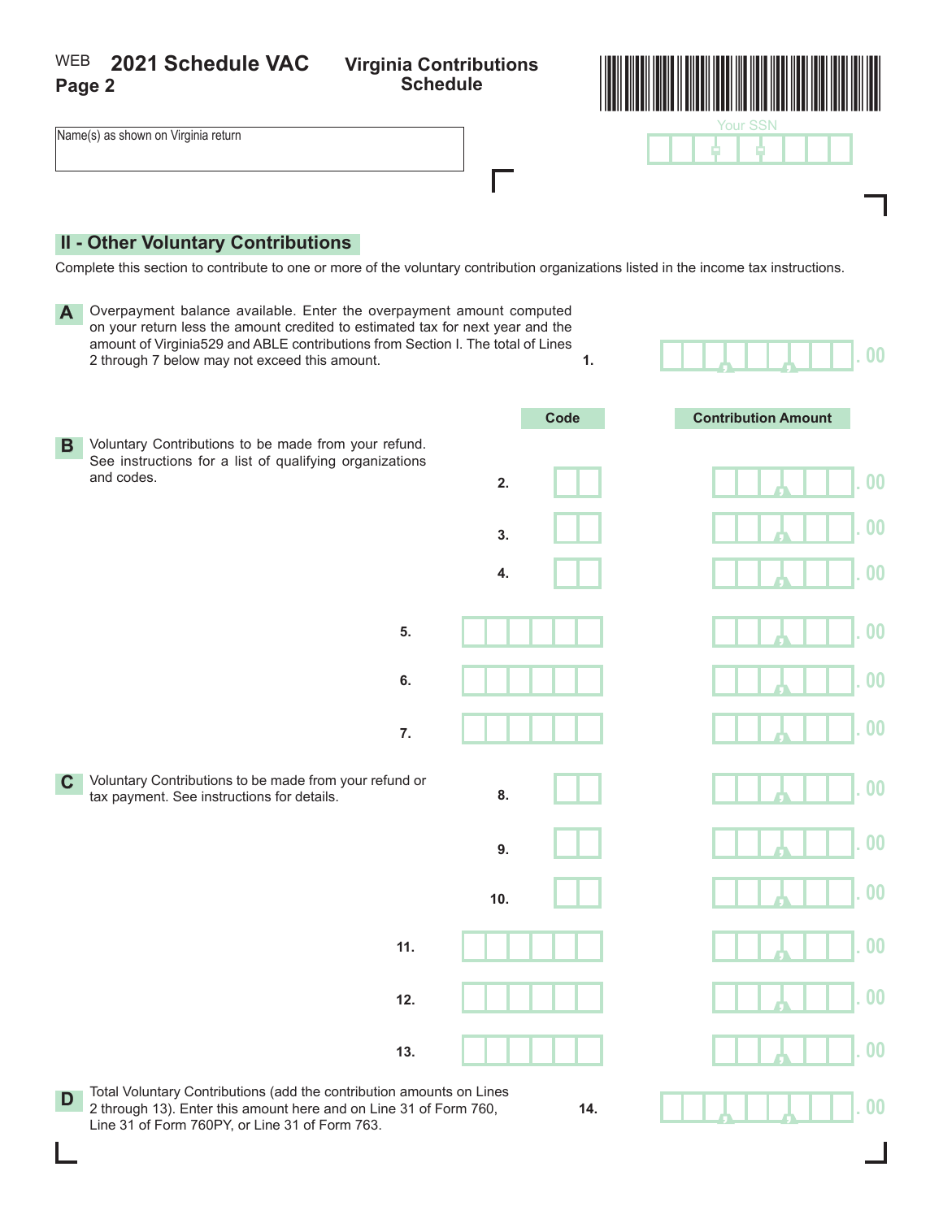WEB **2021 Schedule VAC** Page 2

**Virginia Contributions Schedule**

Name(s) as shown on Virginia return

Your SSN

## II - Other Voluntary Contributions

Complete this section to contribute to one or more of the voluntary contribution organizations listed in the income tax instructions.

**A** Overpayment balance available. Enter the overpayment amount computed on your return less the amount credited to estimated tax for next year and the amount of Virginia529 and ABLE contributions from Section I. The total of Lines 2 through 7 below may not exceed this amount. **1.** .00

| | Line | Code | Contribution Amount |
|---|---|---|---|
| **B** Voluntary Contributions to be made from your refund. See instructions for a list of qualifying organizations and codes. | **2.** | | .00 |
| | **3.** | | .00 |
| | **4.** | | .00 |
| | **5.** | | .00 |
| | **6.** | | .00 |
| | **7.** | | .00 |
| **C** Voluntary Contributions to be made from your refund or tax payment. See instructions for details. | **8.** | | .00 |
| | **9.** | | .00 |
| | **10.** | | .00 |
| | **11.** | | .00 |
| | **12.** | | .00 |
| | **13.** | | .00 |

**D** Total Voluntary Contributions (add the contribution amounts on Lines 2 through 13). Enter this amount here and on Line 31 of Form 760, Line 31 of Form 760PY, or Line 31 of Form 763. **14.** .00